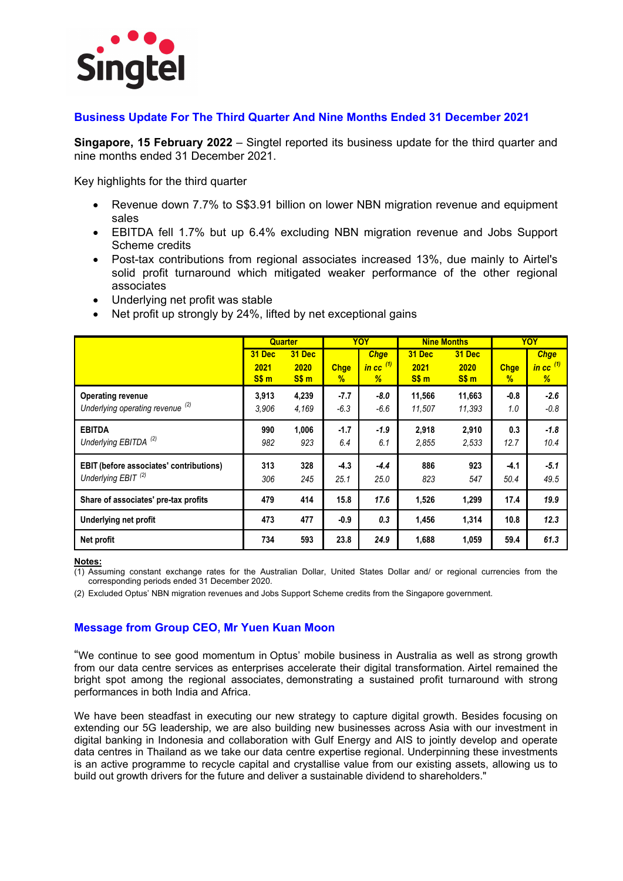Singtel

## Business Update For The Third Quarter And Nine Months Ended 31 December 2021

**Singapore, 15 February 2022** – Singtel reported its business update for the third quarter and nine months ended 31 December 2021.

Key highlights for the third quarter

- Revenue down 7.7% to S$3.91 billion on lower NBN migration revenue and equipment sales
- EBITDA fell 1.7% but up 6.4% excluding NBN migration revenue and Jobs Support Scheme credits
- Post-tax contributions from regional associates increased 13%, due mainly to Airtel's solid profit turnaround which mitigated weaker performance of the other regional associates
- Underlying net profit was stable
- Net profit up strongly by 24%, lifted by net exceptional gains

| | Quarter | | YOY | | Nine Months | | YOY | |
|---|---|---|---|---|---|---|---|---|
| | 31 Dec 2021 S$ m | 31 Dec 2020 S$ m | Chge % | *Chge in cc (1) %* | 31 Dec 2021 S$ m | 31 Dec 2020 S$ m | Chge % | *Chge in cc (1) %* |
| **Operating revenue** | 3,913 | 4,239 | -7.7 | *-8.0* | 11,566 | 11,663 | -0.8 | *-2.6* |
| *Underlying operating revenue (2)* | *3,906* | *4,169* | *-6.3* | *-6.6* | *11,507* | *11,393* | *1.0* | *-0.8* |
| **EBITDA** | 990 | 1,006 | -1.7 | *-1.9* | 2,918 | 2,910 | 0.3 | *-1.8* |
| *Underlying EBITDA (2)* | *982* | *923* | *6.4* | *6.1* | *2,855* | *2,533* | *12.7* | *10.4* |
| **EBIT (before associates' contributions)** | 313 | 328 | -4.3 | *-4.4* | 886 | 923 | -4.1 | *-5.1* |
| *Underlying EBIT (2)* | *306* | *245* | *25.1* | *25.0* | *823* | *547* | *50.4* | *49.5* |
| **Share of associates' pre-tax profits** | 479 | 414 | 15.8 | *17.6* | 1,526 | 1,299 | 17.4 | *19.9* |
| **Underlying net profit** | 473 | 477 | -0.9 | *0.3* | 1,456 | 1,314 | 10.8 | *12.3* |
| **Net profit** | 734 | 593 | 23.8 | *24.9* | 1,688 | 1,059 | 59.4 | *61.3* |

**Notes:**

(1) Assuming constant exchange rates for the Australian Dollar, United States Dollar and/ or regional currencies from the corresponding periods ended 31 December 2020.

(2) Excluded Optus' NBN migration revenues and Jobs Support Scheme credits from the Singapore government.

## Message from Group CEO, Mr Yuen Kuan Moon

"We continue to see good momentum in Optus' mobile business in Australia as well as strong growth from our data centre services as enterprises accelerate their digital transformation. Airtel remained the bright spot among the regional associates, demonstrating a sustained profit turnaround with strong performances in both India and Africa.

We have been steadfast in executing our new strategy to capture digital growth. Besides focusing on extending our 5G leadership, we are also building new businesses across Asia with our investment in digital banking in Indonesia and collaboration with Gulf Energy and AIS to jointly develop and operate data centres in Thailand as we take our data centre expertise regional. Underpinning these investments is an active programme to recycle capital and crystallise value from our existing assets, allowing us to build out growth drivers for the future and deliver a sustainable dividend to shareholders."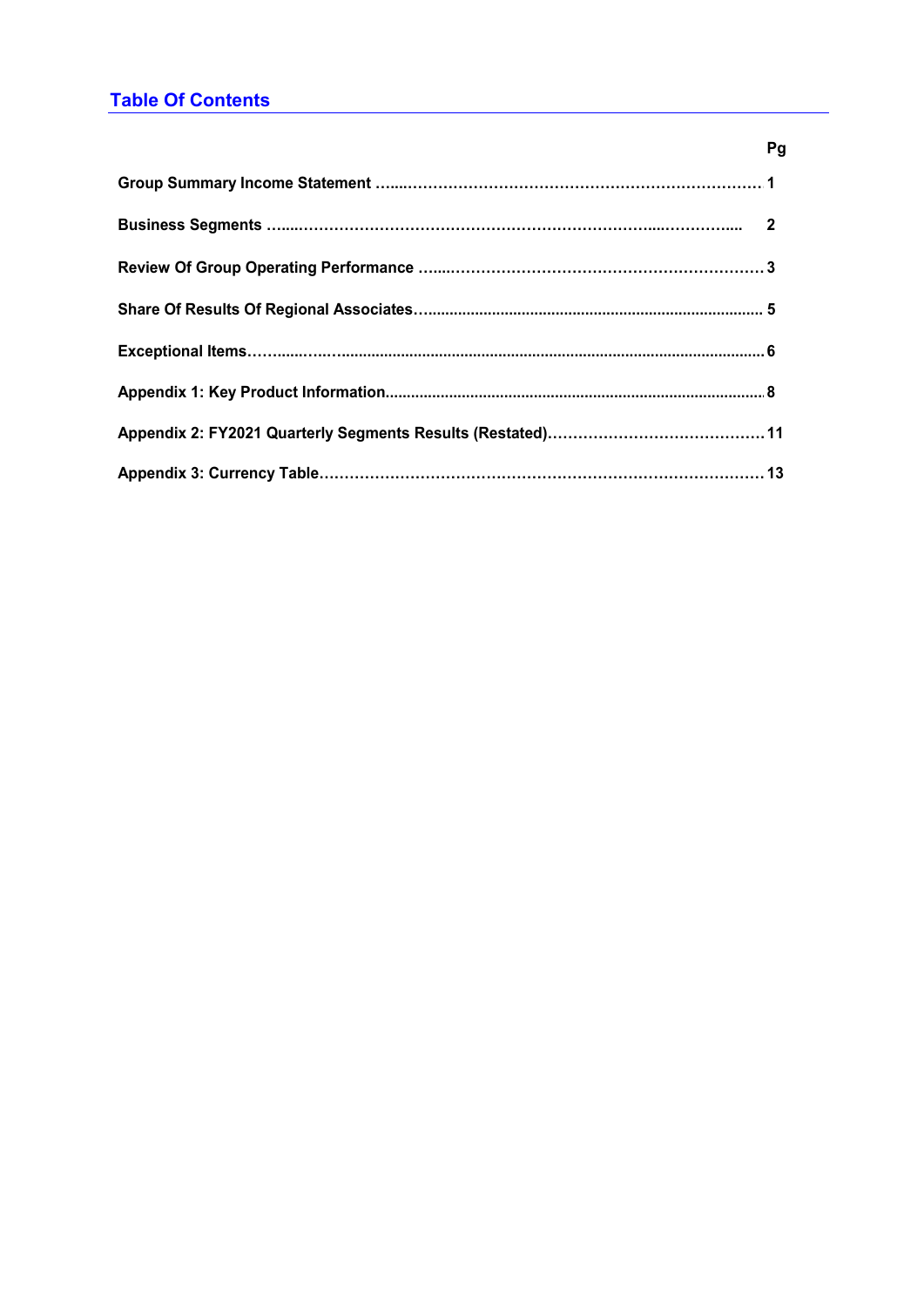## Table Of Contents

| | Pg |
|---|---|
| **Group Summary Income Statement** | **1** |
| **Business Segments** | **2** |
| **Review Of Group Operating Performance** | **3** |
| **Share Of Results Of Regional Associates** | **5** |
| **Exceptional Items** | **6** |
| **Appendix 1: Key Product Information** | **8** |
| **Appendix 2: FY2021 Quarterly Segments Results (Restated)** | **11** |
| **Appendix 3: Currency Table** | **13** |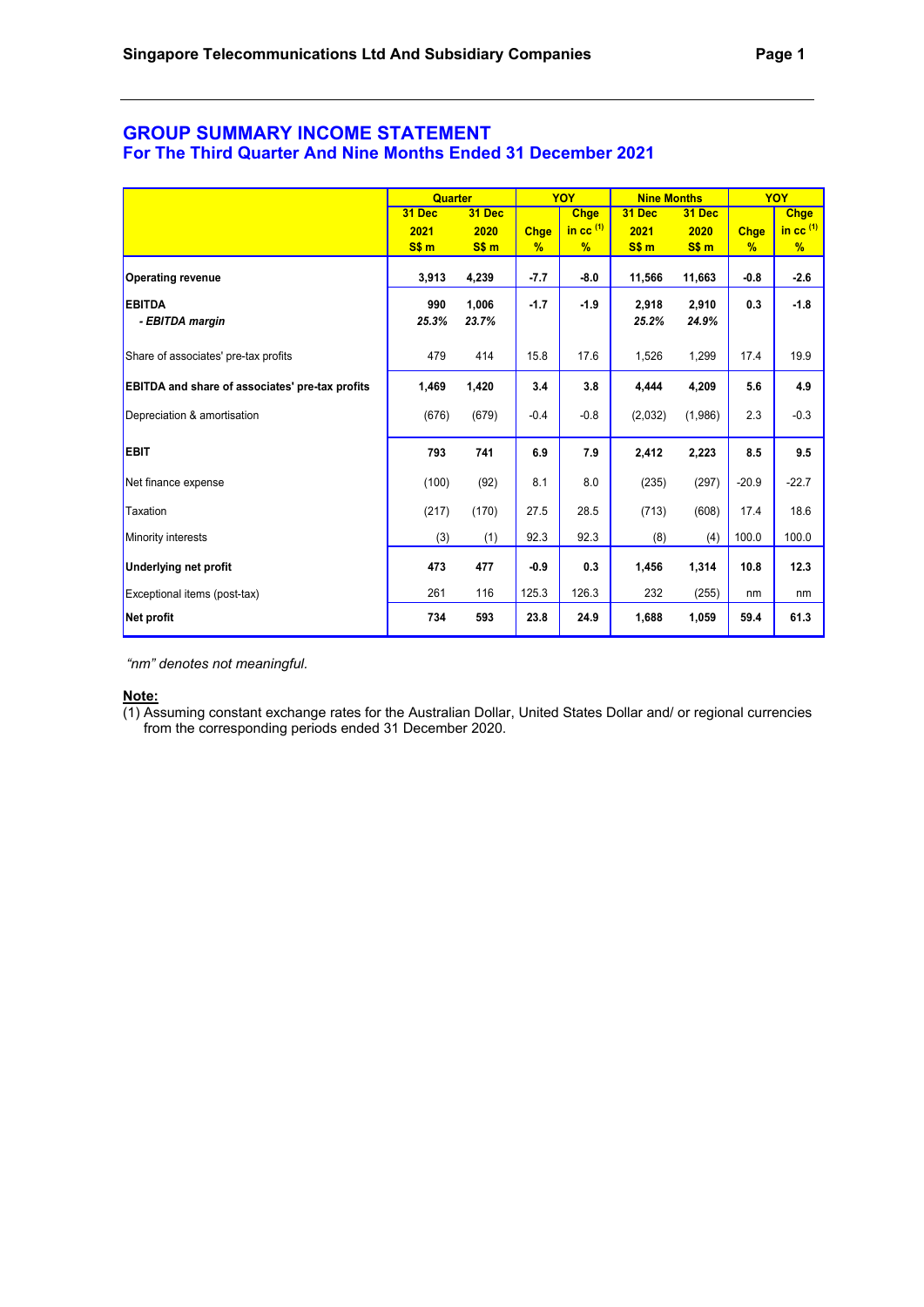## GROUP SUMMARY INCOME STATEMENT
### For The Third Quarter And Nine Months Ended 31 December 2021

| | Quarter | | YOY | | Nine Months | | YOY | |
|---|---|---|---|---|---|---|---|---|
| | 31 Dec 2021 S$ m | 31 Dec 2020 S$ m | Chge % | Chge in cc (1) % | 31 Dec 2021 S$ m | 31 Dec 2020 S$ m | Chge % | Chge in cc (1) % |
| **Operating revenue** | **3,913** | **4,239** | **-7.7** | **-8.0** | **11,566** | **11,663** | **-0.8** | **-2.6** |
| **EBITDA** | **990** | **1,006** | **-1.7** | **-1.9** | **2,918** | **2,910** | **0.3** | **-1.8** |
| ***- EBITDA margin*** | ***25.3%*** | ***23.7%*** | | | ***25.2%*** | ***24.9%*** | | |
| Share of associates' pre-tax profits | 479 | 414 | 15.8 | 17.6 | 1,526 | 1,299 | 17.4 | 19.9 |
| **EBITDA and share of associates' pre-tax profits** | **1,469** | **1,420** | **3.4** | **3.8** | **4,444** | **4,209** | **5.6** | **4.9** |
| Depreciation & amortisation | (676) | (679) | -0.4 | -0.8 | (2,032) | (1,986) | 2.3 | -0.3 |
| **EBIT** | **793** | **741** | **6.9** | **7.9** | **2,412** | **2,223** | **8.5** | **9.5** |
| Net finance expense | (100) | (92) | 8.1 | 8.0 | (235) | (297) | -20.9 | -22.7 |
| Taxation | (217) | (170) | 27.5 | 28.5 | (713) | (608) | 17.4 | 18.6 |
| Minority interests | (3) | (1) | 92.3 | 92.3 | (8) | (4) | 100.0 | 100.0 |
| **Underlying net profit** | **473** | **477** | **-0.9** | **0.3** | **1,456** | **1,314** | **10.8** | **12.3** |
| Exceptional items (post-tax) | 261 | 116 | 125.3 | 126.3 | 232 | (255) | nm | nm |
| **Net profit** | **734** | **593** | **23.8** | **24.9** | **1,688** | **1,059** | **59.4** | **61.3** |

*"nm" denotes not meaningful.*

**Note:**

(1) Assuming constant exchange rates for the Australian Dollar, United States Dollar and/ or regional currencies from the corresponding periods ended 31 December 2020.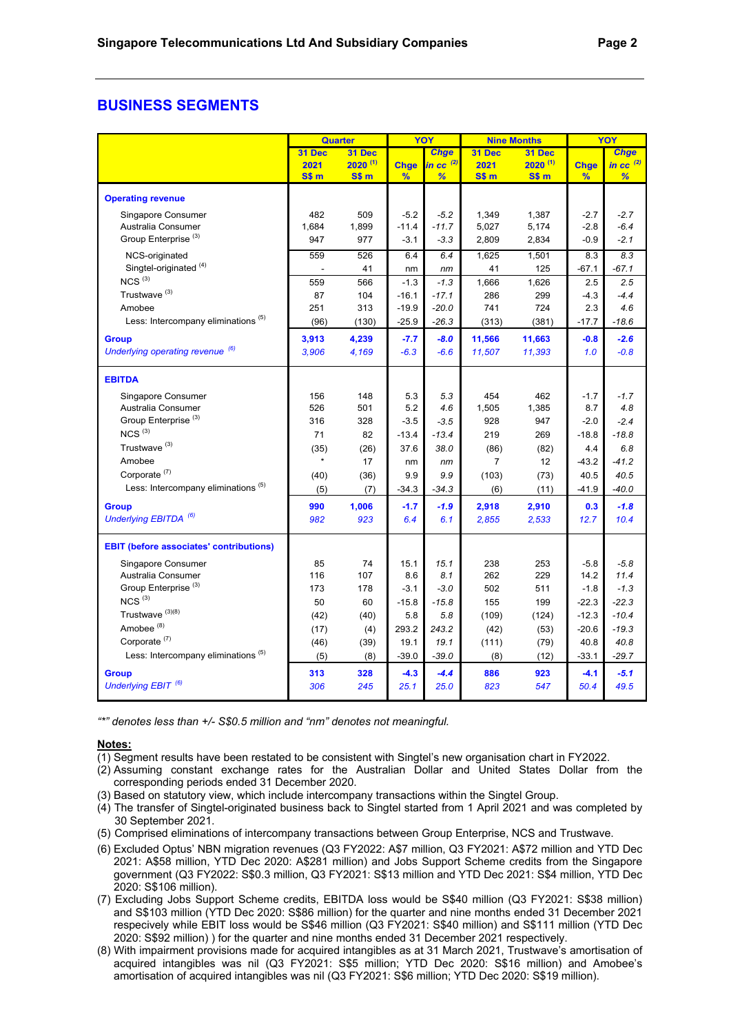## BUSINESS SEGMENTS

| | Quarter | | YOY | | Nine Months | | YOY | |
|---|---|---|---|---|---|---|---|---|
| | 31 Dec 2021 S$ m | 31 Dec 2020 [1] S$ m | Chge % | *Chge in cc [2] %* | 31 Dec 2021 S$ m | 31 Dec 2020 [1] S$ m | Chge % | *Chge in cc [2] %* |
| **Operating revenue** | | | | | | | | |
| Singapore Consumer | 482 | 509 | -5.2 | *-5.2* | 1,349 | 1,387 | -2.7 | *-2.7* |
| Australia Consumer | 1,684 | 1,899 | -11.4 | *-11.7* | 5,027 | 5,174 | -2.8 | *-6.4* |
| Group Enterprise [3] | 947 | 977 | -3.1 | *-3.3* | 2,809 | 2,834 | -0.9 | *-2.1* |
| NCS-originated | 559 | 526 | 6.4 | *6.4* | 1,625 | 1,501 | 8.3 | *8.3* |
| Singtel-originated [4] | - | 41 | nm | *nm* | 41 | 125 | -67.1 | *-67.1* |
| NCS [3] | 559 | 566 | -1.3 | *-1.3* | 1,666 | 1,626 | 2.5 | *2.5* |
| Trustwave [3] | 87 | 104 | -16.1 | *-17.1* | 286 | 299 | -4.3 | *-4.4* |
| Amobee | 251 | 313 | -19.9 | *-20.0* | 741 | 724 | 2.3 | *4.6* |
| Less: Intercompany eliminations [5] | (96) | (130) | -25.9 | *-26.3* | (313) | (381) | -17.7 | *-18.6* |
| **Group** | **3,913** | **4,239** | **-7.7** | ***-8.0*** | **11,566** | **11,663** | **-0.8** | ***-2.6*** |
| *Underlying operating revenue [6]* | *3,906* | *4,169* | *-6.3* | *-6.6* | *11,507* | *11,393* | *1.0* | *-0.8* |
| **EBITDA** | | | | | | | | |
| Singapore Consumer | 156 | 148 | 5.3 | *5.3* | 454 | 462 | -1.7 | *-1.7* |
| Australia Consumer | 526 | 501 | 5.2 | *4.6* | 1,505 | 1,385 | 8.7 | *4.8* |
| Group Enterprise [3] | 316 | 328 | -3.5 | *-3.5* | 928 | 947 | -2.0 | *-2.4* |
| NCS [3] | 71 | 82 | -13.4 | *-13.4* | 219 | 269 | -18.8 | *-18.8* |
| Trustwave [3] | (35) | (26) | 37.6 | *38.0* | (86) | (82) | 4.4 | *6.8* |
| Amobee | * | 17 | nm | *nm* | 7 | 12 | -43.2 | *-41.2* |
| Corporate [7] | (40) | (36) | 9.9 | *9.9* | (103) | (73) | 40.5 | *40.5* |
| Less: Intercompany eliminations [5] | (5) | (7) | -34.3 | *-34.3* | (6) | (11) | -41.9 | *-40.0* |
| **Group** | **990** | **1,006** | **-1.7** | ***-1.9*** | **2,918** | **2,910** | **0.3** | ***-1.8*** |
| *Underlying EBITDA [6]* | *982* | *923* | *6.4* | *6.1* | *2,855* | *2,533* | *12.7* | *10.4* |
| **EBIT (before associates' contributions)** | | | | | | | | |
| Singapore Consumer | 85 | 74 | 15.1 | *15.1* | 238 | 253 | -5.8 | *-5.8* |
| Australia Consumer | 116 | 107 | 8.6 | *8.1* | 262 | 229 | 14.2 | *11.4* |
| Group Enterprise [3] | 173 | 178 | -3.1 | *-3.0* | 502 | 511 | -1.8 | *-1.3* |
| NCS [3] | 50 | 60 | -15.8 | *-15.8* | 155 | 199 | -22.3 | *-22.3* |
| Trustwave [3][8] | (42) | (40) | 5.8 | *5.8* | (109) | (124) | -12.3 | *-10.4* |
| Amobee [8] | (17) | (4) | 293.2 | *243.2* | (42) | (53) | -20.6 | *-19.3* |
| Corporate [7] | (46) | (39) | 19.1 | *19.1* | (111) | (79) | 40.8 | *40.8* |
| Less: Intercompany eliminations [5] | (5) | (8) | -39.0 | *-39.0* | (8) | (12) | -33.1 | *-29.7* |
| **Group** | **313** | **328** | **-4.3** | ***-4.4*** | **886** | **923** | **-4.1** | ***-5.1*** |
| *Underlying EBIT [6]* | *306* | *245* | *25.1* | *25.0* | *823* | *547* | *50.4* | *49.5* |

*"*" denotes less than +/- S$0.5 million and "nm" denotes not meaningful.*

**Notes:**

(1) Segment results have been restated to be consistent with Singtel's new organisation chart in FY2022.
(2) Assuming constant exchange rates for the Australian Dollar and United States Dollar from the corresponding periods ended 31 December 2020.
(3) Based on statutory view, which include intercompany transactions within the Singtel Group.
(4) The transfer of Singtel-originated business back to Singtel started from 1 April 2021 and was completed by 30 September 2021.
(5) Comprised eliminations of intercompany transactions between Group Enterprise, NCS and Trustwave.
(6) Excluded Optus' NBN migration revenues (Q3 FY2022: A$7 million, Q3 FY2021: A$72 million and YTD Dec 2021: A$58 million, YTD Dec 2020: A$281 million) and Jobs Support Scheme credits from the Singapore government (Q3 FY2022: S$0.3 million, Q3 FY2021: S$13 million and YTD Dec 2021: S$4 million, YTD Dec 2020: S$106 million).
(7) Excluding Jobs Support Scheme credits, EBITDA loss would be S$40 million (Q3 FY2021: S$38 million) and S$103 million (YTD Dec 2020: S$86 million) for the quarter and nine months ended 31 December 2021 respecively while EBIT loss would be S$46 million (Q3 FY2021: S$40 million) and S$111 million (YTD Dec 2020: S$92 million) ) for the quarter and nine months ended 31 December 2021 respectively.
(8) With impairment provisions made for acquired intangibles as at 31 March 2021, Trustwave's amortisation of acquired intangibles was nil (Q3 FY2021: S$5 million; YTD Dec 2020: S$16 million) and Amobee's amortisation of acquired intangibles was nil (Q3 FY2021: S$6 million; YTD Dec 2020: S$19 million).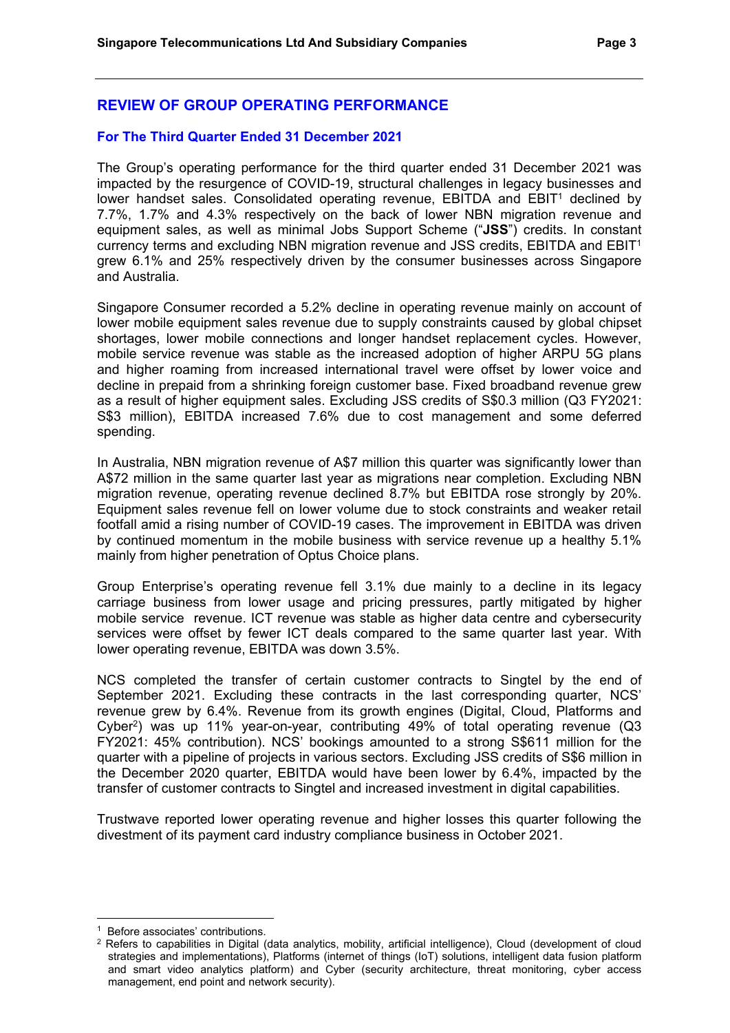## REVIEW OF GROUP OPERATING PERFORMANCE

### For The Third Quarter Ended 31 December 2021

The Group's operating performance for the third quarter ended 31 December 2021 was impacted by the resurgence of COVID-19, structural challenges in legacy businesses and lower handset sales. Consolidated operating revenue, EBITDA and EBIT[1] declined by 7.7%, 1.7% and 4.3% respectively on the back of lower NBN migration revenue and equipment sales, as well as minimal Jobs Support Scheme ("**JSS**") credits. In constant currency terms and excluding NBN migration revenue and JSS credits, EBITDA and EBIT[1] grew 6.1% and 25% respectively driven by the consumer businesses across Singapore and Australia.

Singapore Consumer recorded a 5.2% decline in operating revenue mainly on account of lower mobile equipment sales revenue due to supply constraints caused by global chipset shortages, lower mobile connections and longer handset replacement cycles. However, mobile service revenue was stable as the increased adoption of higher ARPU 5G plans and higher roaming from increased international travel were offset by lower voice and decline in prepaid from a shrinking foreign customer base. Fixed broadband revenue grew as a result of higher equipment sales. Excluding JSS credits of S$0.3 million (Q3 FY2021: S$3 million), EBITDA increased 7.6% due to cost management and some deferred spending.

In Australia, NBN migration revenue of A$7 million this quarter was significantly lower than A$72 million in the same quarter last year as migrations near completion. Excluding NBN migration revenue, operating revenue declined 8.7% but EBITDA rose strongly by 20%. Equipment sales revenue fell on lower volume due to stock constraints and weaker retail footfall amid a rising number of COVID-19 cases. The improvement in EBITDA was driven by continued momentum in the mobile business with service revenue up a healthy 5.1% mainly from higher penetration of Optus Choice plans.

Group Enterprise's operating revenue fell 3.1% due mainly to a decline in its legacy carriage business from lower usage and pricing pressures, partly mitigated by higher mobile service revenue. ICT revenue was stable as higher data centre and cybersecurity services were offset by fewer ICT deals compared to the same quarter last year. With lower operating revenue, EBITDA was down 3.5%.

NCS completed the transfer of certain customer contracts to Singtel by the end of September 2021. Excluding these contracts in the last corresponding quarter, NCS' revenue grew by 6.4%. Revenue from its growth engines (Digital, Cloud, Platforms and Cyber[2]) was up 11% year-on-year, contributing 49% of total operating revenue (Q3 FY2021: 45% contribution). NCS' bookings amounted to a strong S$611 million for the quarter with a pipeline of projects in various sectors. Excluding JSS credits of S$6 million in the December 2020 quarter, EBITDA would have been lower by 6.4%, impacted by the transfer of customer contracts to Singtel and increased investment in digital capabilities.

Trustwave reported lower operating revenue and higher losses this quarter following the divestment of its payment card industry compliance business in October 2021.

---

[1] Before associates' contributions.

[2] Refers to capabilities in Digital (data analytics, mobility, artificial intelligence), Cloud (development of cloud strategies and implementations), Platforms (internet of things (IoT) solutions, intelligent data fusion platform and smart video analytics platform) and Cyber (security architecture, threat monitoring, cyber access management, end point and network security).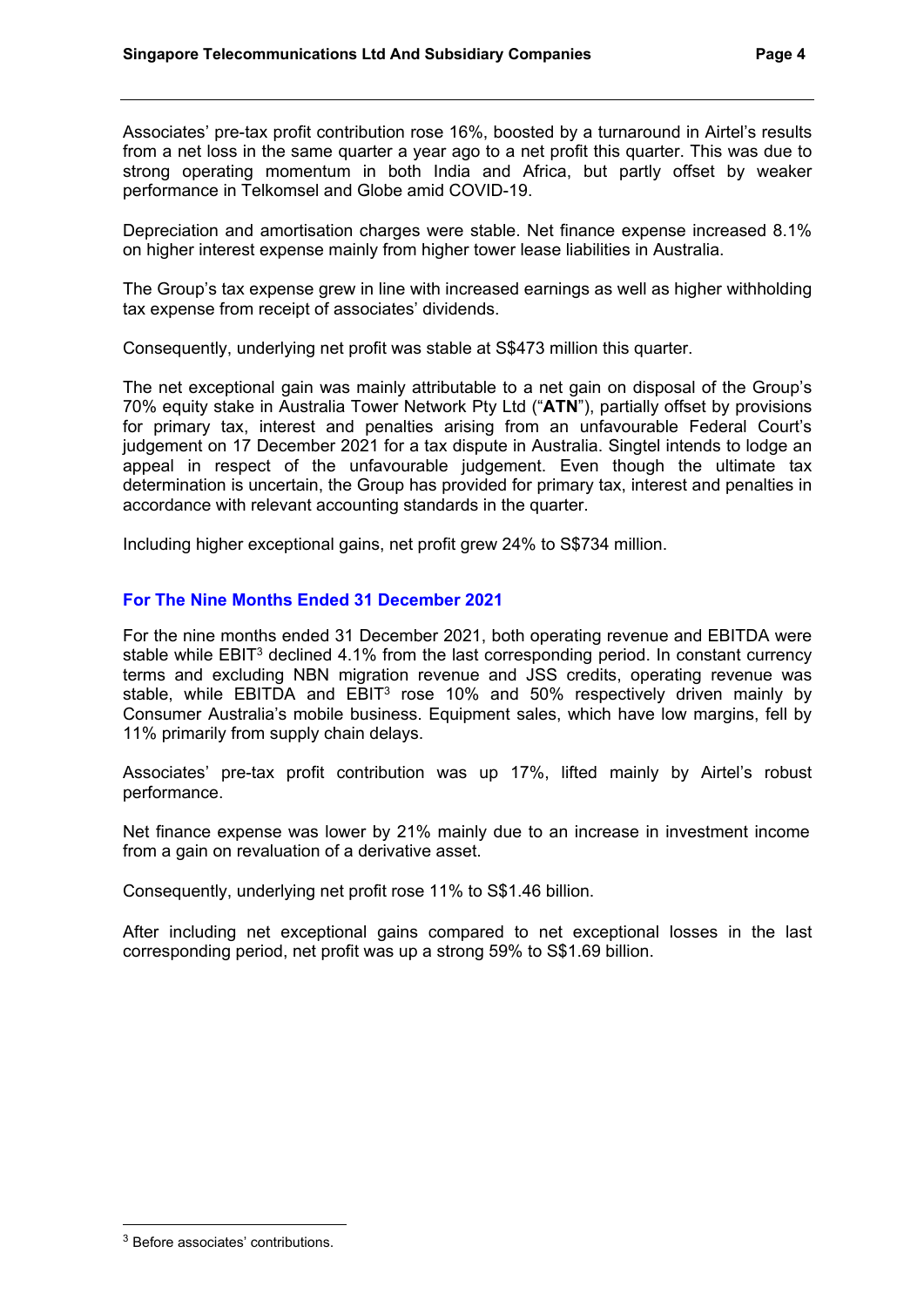Associates' pre-tax profit contribution rose 16%, boosted by a turnaround in Airtel's results from a net loss in the same quarter a year ago to a net profit this quarter. This was due to strong operating momentum in both India and Africa, but partly offset by weaker performance in Telkomsel and Globe amid COVID-19.

Depreciation and amortisation charges were stable. Net finance expense increased 8.1% on higher interest expense mainly from higher tower lease liabilities in Australia.

The Group's tax expense grew in line with increased earnings as well as higher withholding tax expense from receipt of associates' dividends.

Consequently, underlying net profit was stable at S$473 million this quarter.

The net exceptional gain was mainly attributable to a net gain on disposal of the Group's 70% equity stake in Australia Tower Network Pty Ltd ("**ATN**"), partially offset by provisions for primary tax, interest and penalties arising from an unfavourable Federal Court's judgement on 17 December 2021 for a tax dispute in Australia. Singtel intends to lodge an appeal in respect of the unfavourable judgement. Even though the ultimate tax determination is uncertain, the Group has provided for primary tax, interest and penalties in accordance with relevant accounting standards in the quarter.

Including higher exceptional gains, net profit grew 24% to S$734 million.

### For The Nine Months Ended 31 December 2021

For the nine months ended 31 December 2021, both operating revenue and EBITDA were stable while EBIT[3] declined 4.1% from the last corresponding period. In constant currency terms and excluding NBN migration revenue and JSS credits, operating revenue was stable, while EBITDA and EBIT[3] rose 10% and 50% respectively driven mainly by Consumer Australia's mobile business. Equipment sales, which have low margins, fell by 11% primarily from supply chain delays.

Associates' pre-tax profit contribution was up 17%, lifted mainly by Airtel's robust performance.

Net finance expense was lower by 21% mainly due to an increase in investment income from a gain on revaluation of a derivative asset.

Consequently, underlying net profit rose 11% to S$1.46 billion.

After including net exceptional gains compared to net exceptional losses in the last corresponding period, net profit was up a strong 59% to S$1.69 billion.

[3] Before associates' contributions.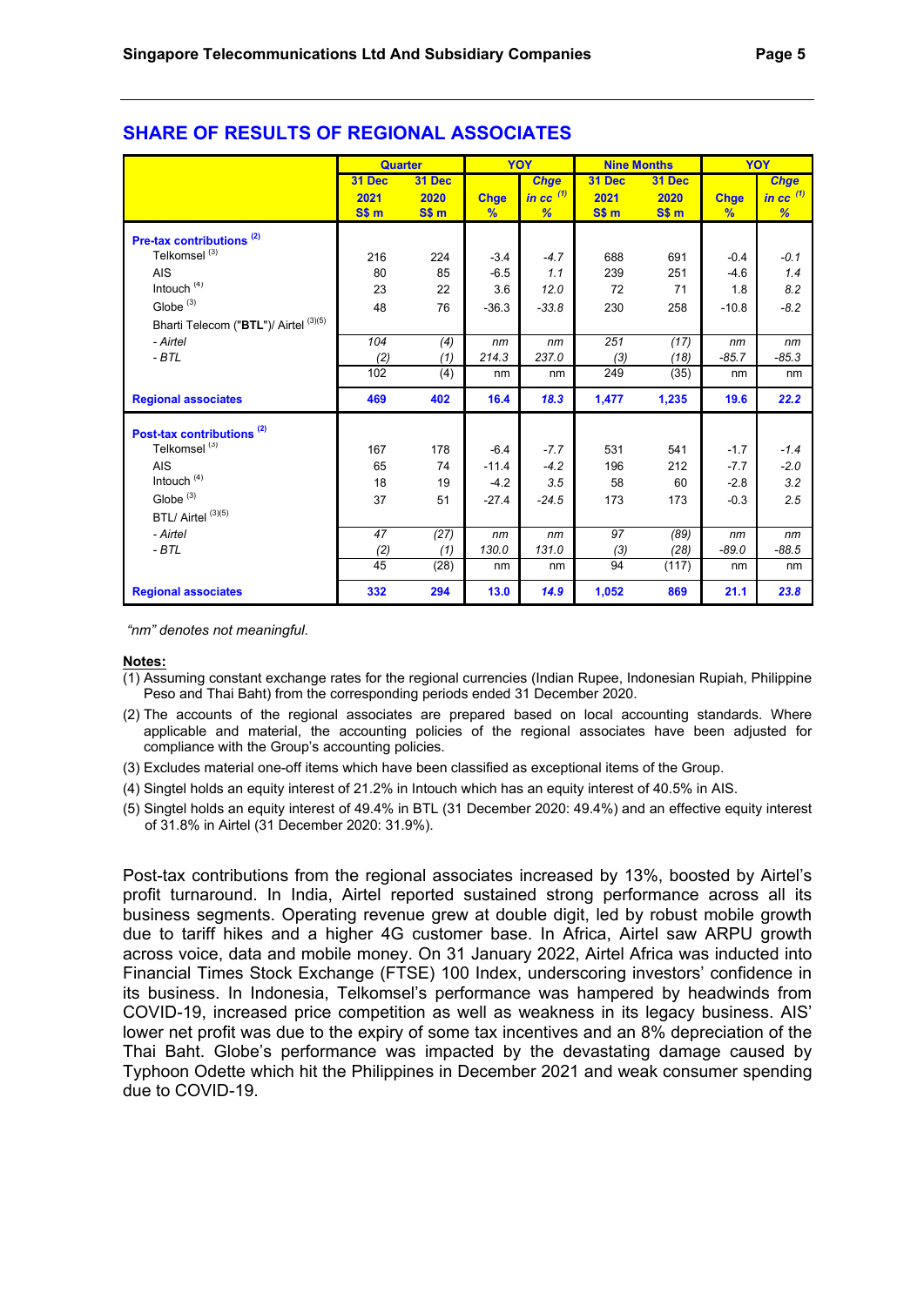## SHARE OF RESULTS OF REGIONAL ASSOCIATES

| | Quarter | | YOY | | Nine Months | | YOY | |
|---|---|---|---|---|---|---|---|---|
| | 31 Dec 2021 S$ m | 31 Dec 2020 S$ m | Chge % | *Chge in cc [(1)] %* | 31 Dec 2021 S$ m | 31 Dec 2020 S$ m | Chge % | *Chge in cc [(1)] %* |
| **Pre-tax contributions [(2)]** | | | | | | | | |
| Telkomsel [(3)] | 216 | 224 | -3.4 | *-4.7* | 688 | 691 | -0.4 | *-0.1* |
| AIS | 80 | 85 | -6.5 | *1.1* | 239 | 251 | -4.6 | *1.4* |
| Intouch [(4)] | 23 | 22 | 3.6 | *12.0* | 72 | 71 | 1.8 | *8.2* |
| Globe [(3)] | 48 | 76 | -36.3 | *-33.8* | 230 | 258 | -10.8 | *-8.2* |
| Bharti Telecom ("**BTL**")/ Airtel [(3)(5)] | | | | | | | | |
| *- Airtel* | *104* | *(4)* | *nm* | *nm* | *251* | *(17)* | *nm* | *nm* |
| *- BTL* | *(2)* | *(1)* | *214.3* | *237.0* | *(3)* | *(18)* | *-85.7* | *-85.3* |
| | 102 | (4) | nm | nm | 249 | (35) | nm | nm |
| **Regional associates** | **469** | **402** | **16.4** | ***18.3*** | **1,477** | **1,235** | **19.6** | ***22.2*** |
| **Post-tax contributions [(2)]** | | | | | | | | |
| Telkomsel [(3)] | 167 | 178 | -6.4 | *-7.7* | 531 | 541 | -1.7 | *-1.4* |
| AIS | 65 | 74 | -11.4 | *-4.2* | 196 | 212 | -7.7 | *-2.0* |
| Intouch [(4)] | 18 | 19 | -4.2 | *3.5* | 58 | 60 | -2.8 | *3.2* |
| Globe [(3)] | 37 | 51 | -27.4 | *-24.5* | 173 | 173 | -0.3 | *2.5* |
| BTL/ Airtel [(3)(5)] | | | | | | | | |
| *- Airtel* | *47* | *(27)* | *nm* | *nm* | *97* | *(89)* | *nm* | *nm* |
| *- BTL* | *(2)* | *(1)* | *130.0* | *131.0* | *(3)* | *(28)* | *-89.0* | *-88.5* |
| | 45 | (28) | nm | nm | 94 | (117) | nm | nm |
| **Regional associates** | **332** | **294** | **13.0** | ***14.9*** | **1,052** | **869** | **21.1** | ***23.8*** |

*"nm" denotes not meaningful.*

**Notes:**

(1) Assuming constant exchange rates for the regional currencies (Indian Rupee, Indonesian Rupiah, Philippine Peso and Thai Baht) from the corresponding periods ended 31 December 2020.

(2) The accounts of the regional associates are prepared based on local accounting standards. Where applicable and material, the accounting policies of the regional associates have been adjusted for compliance with the Group's accounting policies.

(3) Excludes material one-off items which have been classified as exceptional items of the Group.

(4) Singtel holds an equity interest of 21.2% in Intouch which has an equity interest of 40.5% in AIS.

(5) Singtel holds an equity interest of 49.4% in BTL (31 December 2020: 49.4%) and an effective equity interest of 31.8% in Airtel (31 December 2020: 31.9%).

Post-tax contributions from the regional associates increased by 13%, boosted by Airtel's profit turnaround. In India, Airtel reported sustained strong performance across all its business segments. Operating revenue grew at double digit, led by robust mobile growth due to tariff hikes and a higher 4G customer base. In Africa, Airtel saw ARPU growth across voice, data and mobile money. On 31 January 2022, Airtel Africa was inducted into Financial Times Stock Exchange (FTSE) 100 Index, underscoring investors' confidence in its business. In Indonesia, Telkomsel's performance was hampered by headwinds from COVID-19, increased price competition as well as weakness in its legacy business. AIS' lower net profit was due to the expiry of some tax incentives and an 8% depreciation of the Thai Baht. Globe's performance was impacted by the devastating damage caused by Typhoon Odette which hit the Philippines in December 2021 and weak consumer spending due to COVID-19.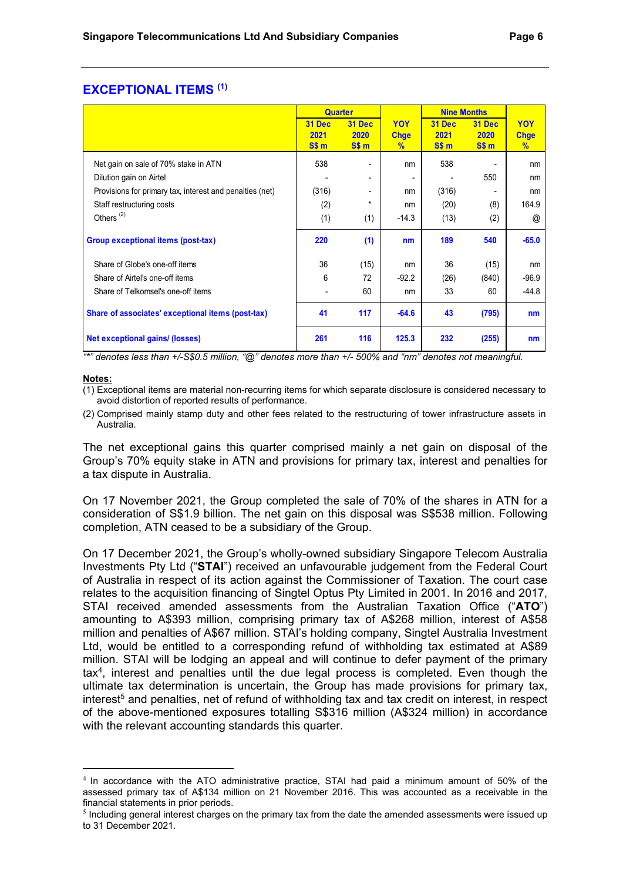## EXCEPTIONAL ITEMS [1]

| | Quarter | | YOY Chge | Nine Months | | YOY Chge |
|---|---|---|---|---|---|---|
| | 31 Dec 2021 S$ m | 31 Dec 2020 S$ m | % | 31 Dec 2021 S$ m | 31 Dec 2020 S$ m | % |
| Net gain on sale of 70% stake in ATN | 538 | - | nm | 538 | - | nm |
| Dilution gain on Airtel | - | - | - | - | 550 | nm |
| Provisions for primary tax, interest and penalties (net) | (316) | - | nm | (316) | - | nm |
| Staff restructuring costs | (2) | * | nm | (20) | (8) | 164.9 |
| Others [2] | (1) | (1) | -14.3 | (13) | (2) | @ |
| **Group exceptional items (post-tax)** | **220** | **(1)** | **nm** | **189** | **540** | **-65.0** |
| Share of Globe's one-off items | 36 | (15) | nm | 36 | (15) | nm |
| Share of Airtel's one-off items | 6 | 72 | -92.2 | (26) | (840) | -96.9 |
| Share of Telkomsel's one-off items | - | 60 | nm | 33 | 60 | -44.8 |
| **Share of associates' exceptional items (post-tax)** | **41** | **117** | **-64.6** | **43** | **(795)** | **nm** |
| **Net exceptional gains/ (losses)** | **261** | **116** | **125.3** | **232** | **(255)** | **nm** |

*"*" denotes less than +/-S$0.5 million, "@" denotes more than +/- 500% and "nm" denotes not meaningful.*

**Notes:**

(1) Exceptional items are material non-recurring items for which separate disclosure is considered necessary to avoid distortion of reported results of performance.

(2) Comprised mainly stamp duty and other fees related to the restructuring of tower infrastructure assets in Australia.

The net exceptional gains this quarter comprised mainly a net gain on disposal of the Group's 70% equity stake in ATN and provisions for primary tax, interest and penalties for a tax dispute in Australia.

On 17 November 2021, the Group completed the sale of 70% of the shares in ATN for a consideration of S$1.9 billion. The net gain on this disposal was S$538 million. Following completion, ATN ceased to be a subsidiary of the Group.

On 17 December 2021, the Group's wholly-owned subsidiary Singapore Telecom Australia Investments Pty Ltd ("**STAI**") received an unfavourable judgement from the Federal Court of Australia in respect of its action against the Commissioner of Taxation. The court case relates to the acquisition financing of Singtel Optus Pty Limited in 2001. In 2016 and 2017, STAI received amended assessments from the Australian Taxation Office ("**ATO**") amounting to A$393 million, comprising primary tax of A$268 million, interest of A$58 million and penalties of A$67 million. STAI's holding company, Singtel Australia Investment Ltd, would be entitled to a corresponding refund of withholding tax estimated at A$89 million. STAI will be lodging an appeal and will continue to defer payment of the primary tax[4], interest and penalties until the due legal process is completed. Even though the ultimate tax determination is uncertain, the Group has made provisions for primary tax, interest[5] and penalties, net of refund of withholding tax and tax credit on interest, in respect of the above-mentioned exposures totalling S$316 million (A$324 million) in accordance with the relevant accounting standards this quarter.

---

[4] In accordance with the ATO administrative practice, STAI had paid a minimum amount of 50% of the assessed primary tax of A$134 million on 21 November 2016. This was accounted as a receivable in the financial statements in prior periods.

[5] Including general interest charges on the primary tax from the date the amended assessments were issued up to 31 December 2021.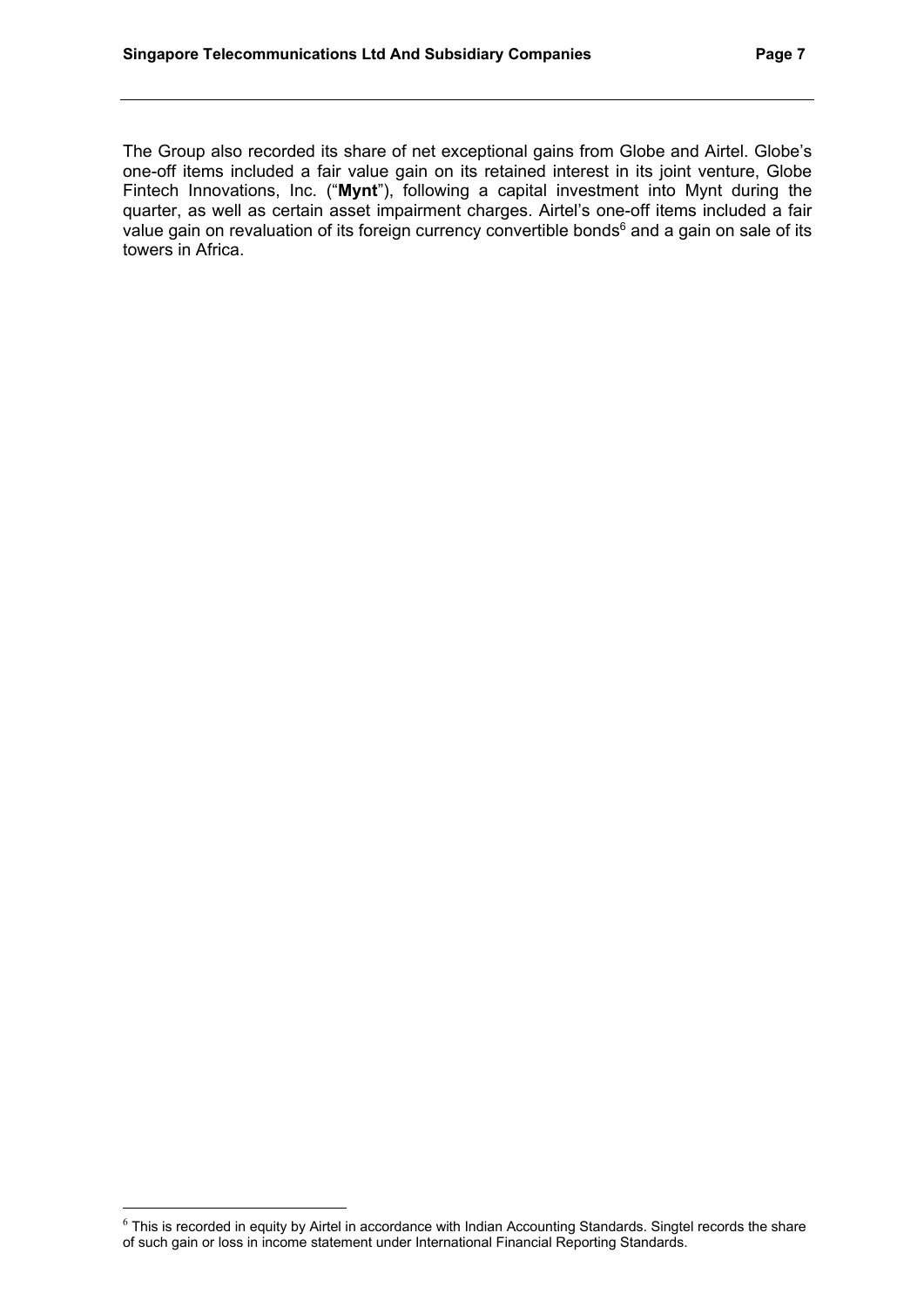The Group also recorded its share of net exceptional gains from Globe and Airtel. Globe's one-off items included a fair value gain on its retained interest in its joint venture, Globe Fintech Innovations, Inc. ("**Mynt**"), following a capital investment into Mynt during the quarter, as well as certain asset impairment charges. Airtel's one-off items included a fair value gain on revaluation of its foreign currency convertible bonds[6] and a gain on sale of its towers in Africa.

[6] This is recorded in equity by Airtel in accordance with Indian Accounting Standards. Singtel records the share of such gain or loss in income statement under International Financial Reporting Standards.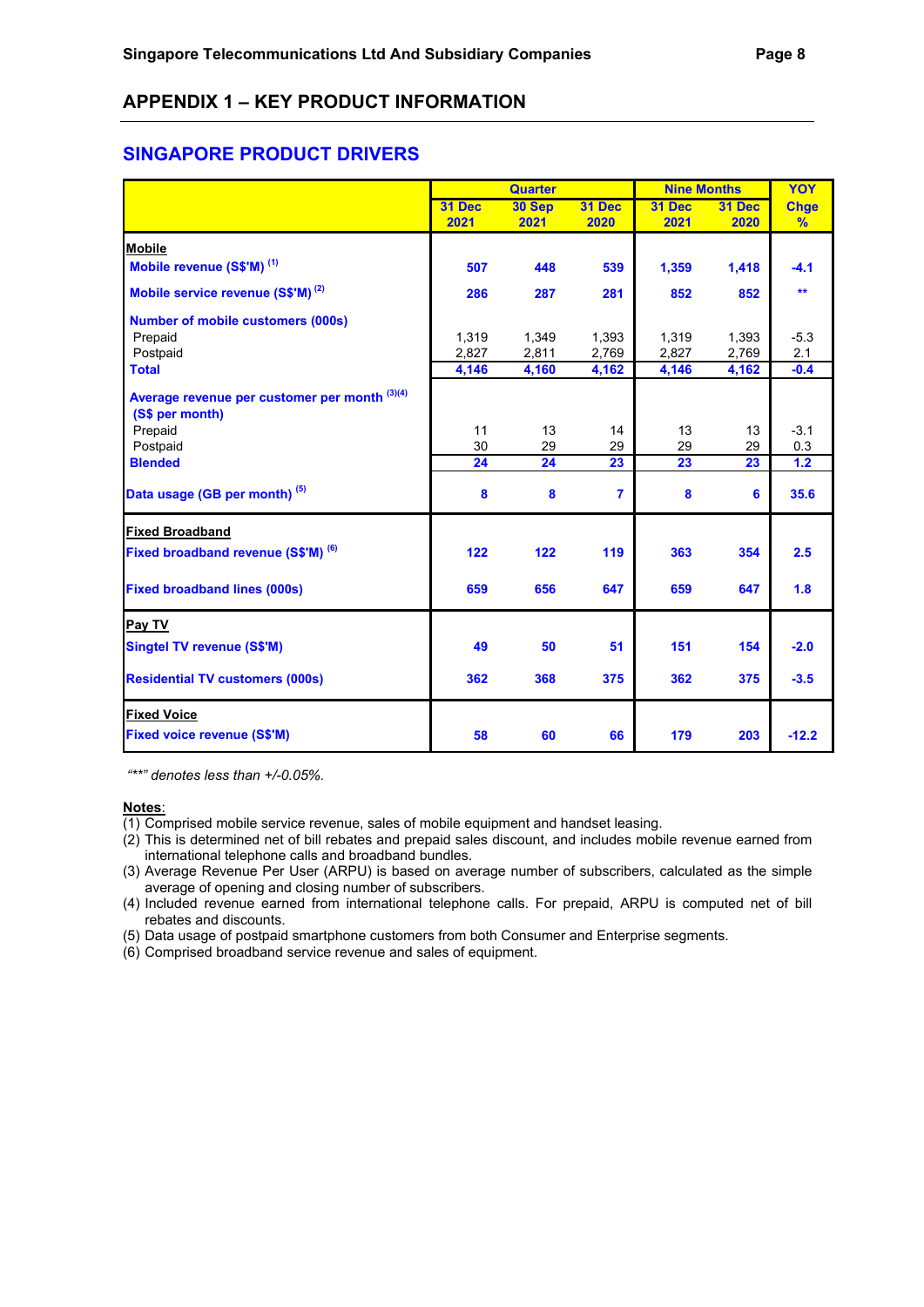## APPENDIX 1 – KEY PRODUCT INFORMATION

### SINGAPORE PRODUCT DRIVERS

| | Quarter | | | Nine Months | | YOY |
|---|---|---|---|---|---|---|
| | 31 Dec 2021 | 30 Sep 2021 | 31 Dec 2020 | 31 Dec 2021 | 31 Dec 2020 | Chge % |
| **Mobile** | | | | | | |
| **Mobile revenue (S$'M)** [1] | **507** | **448** | **539** | **1,359** | **1,418** | **-4.1** |
| **Mobile service revenue (S$'M)** [2] | **286** | **287** | **281** | **852** | **852** | ** |
| **Number of mobile customers (000s)** | | | | | | |
| Prepaid | 1,319 | 1,349 | 1,393 | 1,319 | 1,393 | -5.3 |
| Postpaid | 2,827 | 2,811 | 2,769 | 2,827 | 2,769 | 2.1 |
| **Total** | **4,146** | **4,160** | **4,162** | **4,146** | **4,162** | **-0.4** |
| **Average revenue per customer per month** [3][4] **(S$ per month)** | | | | | | |
| Prepaid | 11 | 13 | 14 | 13 | 13 | -3.1 |
| Postpaid | 30 | 29 | 29 | 29 | 29 | 0.3 |
| **Blended** | **24** | **24** | **23** | **23** | **23** | **1.2** |
| **Data usage (GB per month)** [5] | **8** | **8** | **7** | **8** | **6** | **35.6** |
| **Fixed Broadband** | | | | | | |
| **Fixed broadband revenue (S$'M)** [6] | **122** | **122** | **119** | **363** | **354** | **2.5** |
| **Fixed broadband lines (000s)** | **659** | **656** | **647** | **659** | **647** | **1.8** |
| **Pay TV** | | | | | | |
| **Singtel TV revenue (S$'M)** | **49** | **50** | **51** | **151** | **154** | **-2.0** |
| **Residential TV customers (000s)** | **362** | **368** | **375** | **362** | **375** | **-3.5** |
| **Fixed Voice** | | | | | | |
| **Fixed voice revenue (S$'M)** | **58** | **60** | **66** | **179** | **203** | **-12.2** |

*"**" denotes less than +/-0.05%.*

**Notes**:

(1) Comprised mobile service revenue, sales of mobile equipment and handset leasing.

(2) This is determined net of bill rebates and prepaid sales discount, and includes mobile revenue earned from international telephone calls and broadband bundles.

(3) Average Revenue Per User (ARPU) is based on average number of subscribers, calculated as the simple average of opening and closing number of subscribers.

(4) Included revenue earned from international telephone calls. For prepaid, ARPU is computed net of bill rebates and discounts.

(5) Data usage of postpaid smartphone customers from both Consumer and Enterprise segments.

(6) Comprised broadband service revenue and sales of equipment.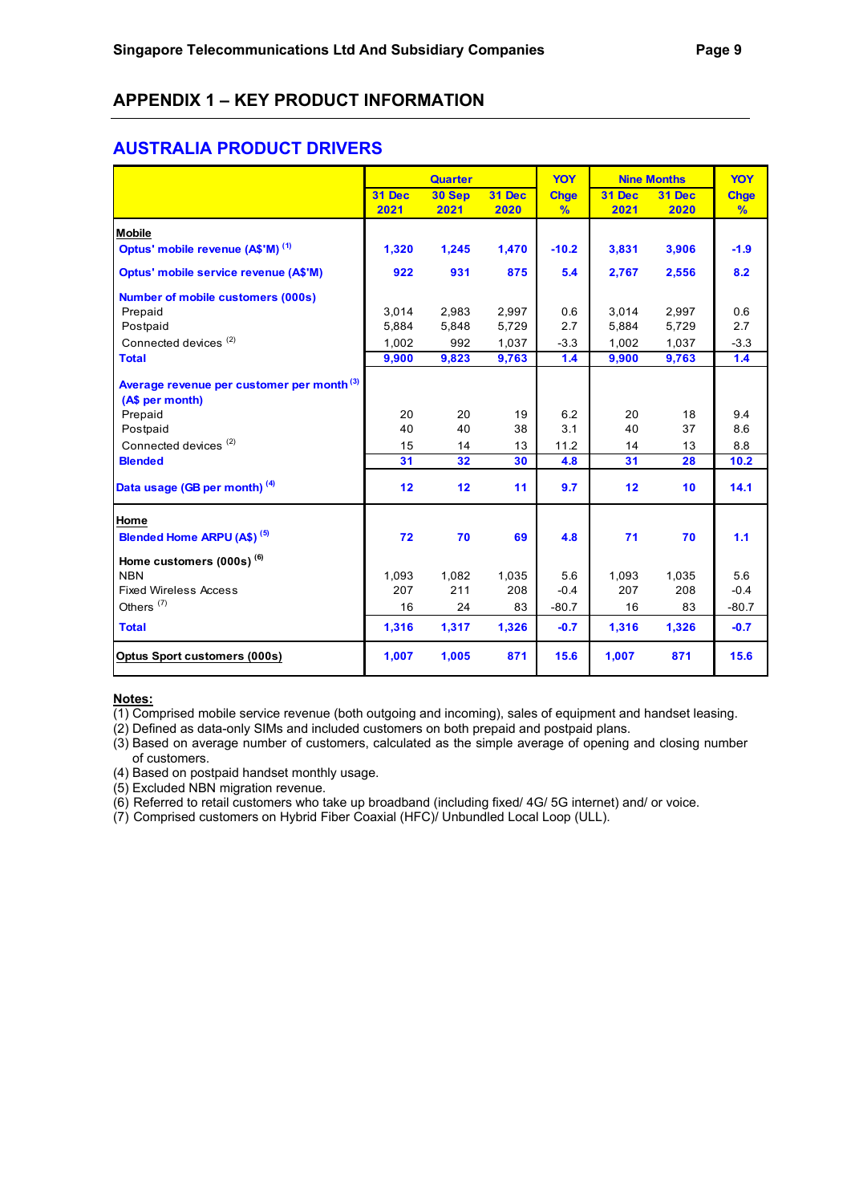## APPENDIX 1 – KEY PRODUCT INFORMATION

### AUSTRALIA PRODUCT DRIVERS

| | Quarter | | | YOY Chge % | Nine Months | | YOY Chge % |
|---|---|---|---|---|---|---|---|
| | 31 Dec 2021 | 30 Sep 2021 | 31 Dec 2020 | | 31 Dec 2021 | 31 Dec 2020 | |
| **Mobile** | | | | | | | |
| **Optus' mobile revenue (A$'M)** [1] | **1,320** | **1,245** | **1,470** | **-10.2** | **3,831** | **3,906** | **-1.9** |
| **Optus' mobile service revenue (A$'M)** | **922** | **931** | **875** | **5.4** | **2,767** | **2,556** | **8.2** |
| **Number of mobile customers (000s)** | | | | | | | |
| Prepaid | 3,014 | 2,983 | 2,997 | 0.6 | 3,014 | 2,997 | 0.6 |
| Postpaid | 5,884 | 5,848 | 5,729 | 2.7 | 5,884 | 5,729 | 2.7 |
| Connected devices [2] | 1,002 | 992 | 1,037 | -3.3 | 1,002 | 1,037 | -3.3 |
| **Total** | **9,900** | **9,823** | **9,763** | **1.4** | **9,900** | **9,763** | **1.4** |
| **Average revenue per customer per month** [3] **(A$ per month)** | | | | | | | |
| Prepaid | 20 | 20 | 19 | 6.2 | 20 | 18 | 9.4 |
| Postpaid | 40 | 40 | 38 | 3.1 | 40 | 37 | 8.6 |
| Connected devices [2] | 15 | 14 | 13 | 11.2 | 14 | 13 | 8.8 |
| **Blended** | **31** | **32** | **30** | **4.8** | **31** | **28** | **10.2** |
| **Data usage (GB per month)** [4] | **12** | **12** | **11** | **9.7** | **12** | **10** | **14.1** |
| **Home** | | | | | | | |
| **Blended Home ARPU (A$)** [5] | **72** | **70** | **69** | **4.8** | **71** | **70** | **1.1** |
| **Home customers (000s)** [6] | | | | | | | |
| NBN | 1,093 | 1,082 | 1,035 | 5.6 | 1,093 | 1,035 | 5.6 |
| Fixed Wireless Access | 207 | 211 | 208 | -0.4 | 207 | 208 | -0.4 |
| Others [7] | 16 | 24 | 83 | -80.7 | 16 | 83 | -80.7 |
| **Total** | **1,316** | **1,317** | **1,326** | **-0.7** | **1,316** | **1,326** | **-0.7** |
| **Optus Sport customers (000s)** | **1,007** | **1,005** | **871** | **15.6** | **1,007** | **871** | **15.6** |

**Notes:**

(1) Comprised mobile service revenue (both outgoing and incoming), sales of equipment and handset leasing.
(2) Defined as data-only SIMs and included customers on both prepaid and postpaid plans.
(3) Based on average number of customers, calculated as the simple average of opening and closing number of customers.
(4) Based on postpaid handset monthly usage.
(5) Excluded NBN migration revenue.
(6) Referred to retail customers who take up broadband (including fixed/ 4G/ 5G internet) and/ or voice.
(7) Comprised customers on Hybrid Fiber Coaxial (HFC)/ Unbundled Local Loop (ULL).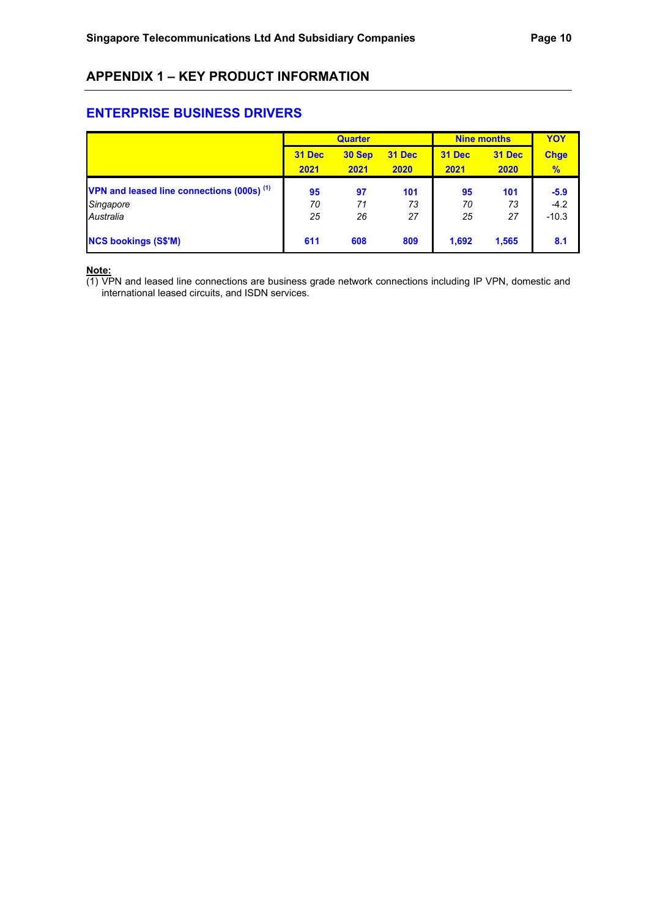## APPENDIX 1 – KEY PRODUCT INFORMATION

### ENTERPRISE BUSINESS DRIVERS

| | Quarter | | | Nine months | | YOY |
|---|---|---|---|---|---|---|
| | 31 Dec 2021 | 30 Sep 2021 | 31 Dec 2020 | 31 Dec 2021 | 31 Dec 2020 | Chge % |
| **VPN and leased line connections (000s) [(1)]** | **95** | **97** | **101** | **95** | **101** | **-5.9** |
| *Singapore* | *70* | *71* | *73* | *70* | *73* | -4.2 |
| *Australia* | *25* | *26* | *27* | *25* | *27* | -10.3 |
| **NCS bookings (S$'M)** | **611** | **608** | **809** | **1,692** | **1,565** | **8.1** |

**Note:**

(1) VPN and leased line connections are business grade network connections including IP VPN, domestic and international leased circuits, and ISDN services.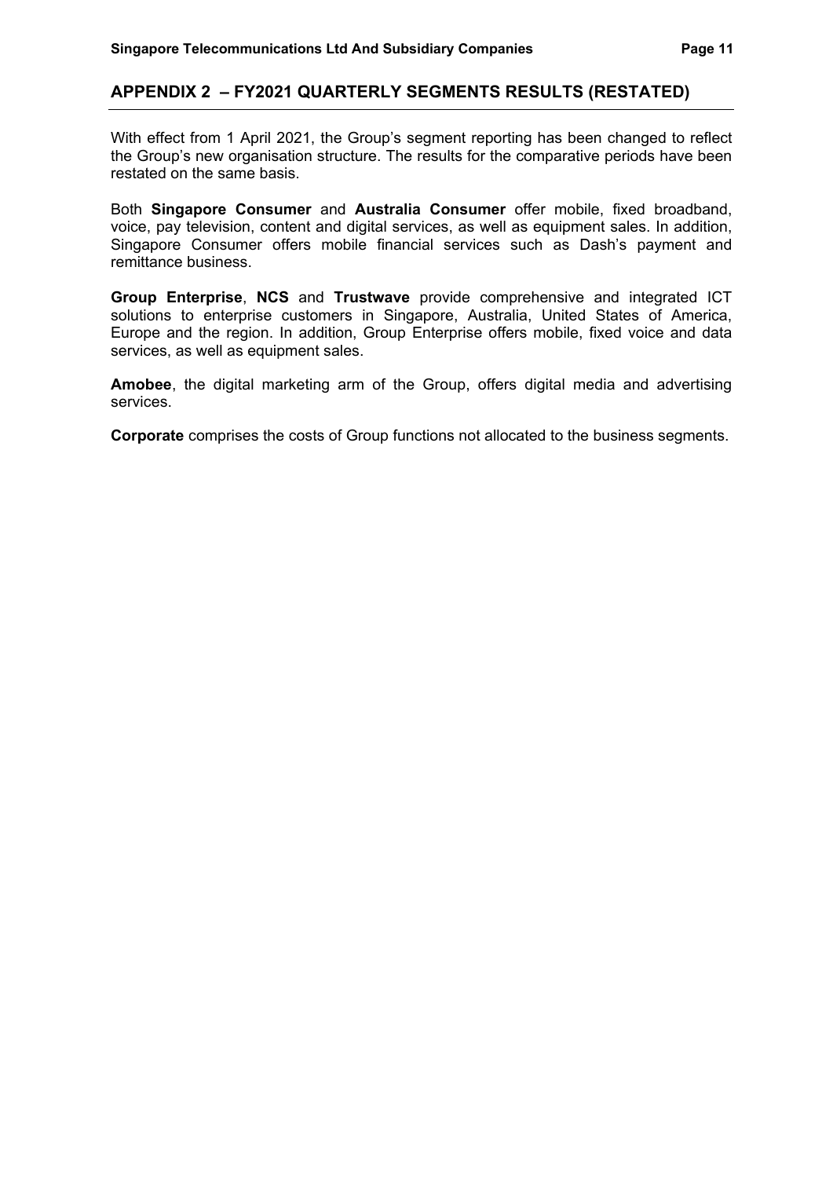## APPENDIX 2 – FY2021 QUARTERLY SEGMENTS RESULTS (RESTATED)

With effect from 1 April 2021, the Group's segment reporting has been changed to reflect the Group's new organisation structure. The results for the comparative periods have been restated on the same basis.

Both **Singapore Consumer** and **Australia Consumer** offer mobile, fixed broadband, voice, pay television, content and digital services, as well as equipment sales. In addition, Singapore Consumer offers mobile financial services such as Dash's payment and remittance business.

**Group Enterprise**, **NCS** and **Trustwave** provide comprehensive and integrated ICT solutions to enterprise customers in Singapore, Australia, United States of America, Europe and the region. In addition, Group Enterprise offers mobile, fixed voice and data services, as well as equipment sales.

**Amobee**, the digital marketing arm of the Group, offers digital media and advertising services.

**Corporate** comprises the costs of Group functions not allocated to the business segments.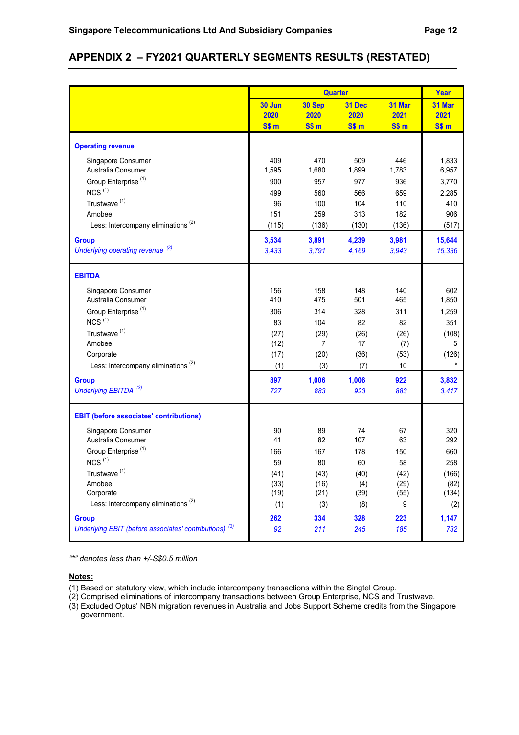## APPENDIX 2 – FY2021 QUARTERLY SEGMENTS RESULTS (RESTATED)

| | Quarter | | | | Year |
|---|---|---|---|---|---|
| | 30 Jun 2020 S$ m | 30 Sep 2020 S$ m | 31 Dec 2020 S$ m | 31 Mar 2021 S$ m | 31 Mar 2021 S$ m |
| **Operating revenue** | | | | | |
| Singapore Consumer | 409 | 470 | 509 | 446 | 1,833 |
| Australia Consumer | 1,595 | 1,680 | 1,899 | 1,783 | 6,957 |
| Group Enterprise [(1)] | 900 | 957 | 977 | 936 | 3,770 |
| NCS [(1)] | 499 | 560 | 566 | 659 | 2,285 |
| Trustwave [(1)] | 96 | 100 | 104 | 110 | 410 |
| Amobee | 151 | 259 | 313 | 182 | 906 |
| Less: Intercompany eliminations [(2)] | (115) | (136) | (130) | (136) | (517) |
| **Group** | **3,534** | **3,891** | **4,239** | **3,981** | **15,644** |
| *Underlying operating revenue* [(3)] | *3,433* | *3,791* | *4,169* | *3,943* | *15,336* |
| **EBITDA** | | | | | |
| Singapore Consumer | 156 | 158 | 148 | 140 | 602 |
| Australia Consumer | 410 | 475 | 501 | 465 | 1,850 |
| Group Enterprise [(1)] | 306 | 314 | 328 | 311 | 1,259 |
| NCS [(1)] | 83 | 104 | 82 | 82 | 351 |
| Trustwave [(1)] | (27) | (29) | (26) | (26) | (108) |
| Amobee | (12) | 7 | 17 | (7) | 5 |
| Corporate | (17) | (20) | (36) | (53) | (126) |
| Less: Intercompany eliminations [(2)] | (1) | (3) | (7) | 10 | * |
| **Group** | **897** | **1,006** | **1,006** | **922** | **3,832** |
| *Underlying EBITDA* [(3)] | *727* | *883* | *923* | *883* | *3,417* |
| **EBIT (before associates' contributions)** | | | | | |
| Singapore Consumer | 90 | 89 | 74 | 67 | 320 |
| Australia Consumer | 41 | 82 | 107 | 63 | 292 |
| Group Enterprise [(1)] | 166 | 167 | 178 | 150 | 660 |
| NCS [(1)] | 59 | 80 | 60 | 58 | 258 |
| Trustwave [(1)] | (41) | (43) | (40) | (42) | (166) |
| Amobee | (33) | (16) | (4) | (29) | (82) |
| Corporate | (19) | (21) | (39) | (55) | (134) |
| Less: Intercompany eliminations [(2)] | (1) | (3) | (8) | 9 | (2) |
| **Group** | **262** | **334** | **328** | **223** | **1,147** |
| *Underlying EBIT (before associates' contributions)* [(3)] | *92* | *211* | *245* | *185* | *732* |

*"*" denotes less than +/-S$0.5 million*

**Notes:**

(1) Based on statutory view, which include intercompany transactions within the Singtel Group.
(2) Comprised eliminations of intercompany transactions between Group Enterprise, NCS and Trustwave.
(3) Excluded Optus' NBN migration revenues in Australia and Jobs Support Scheme credits from the Singapore government.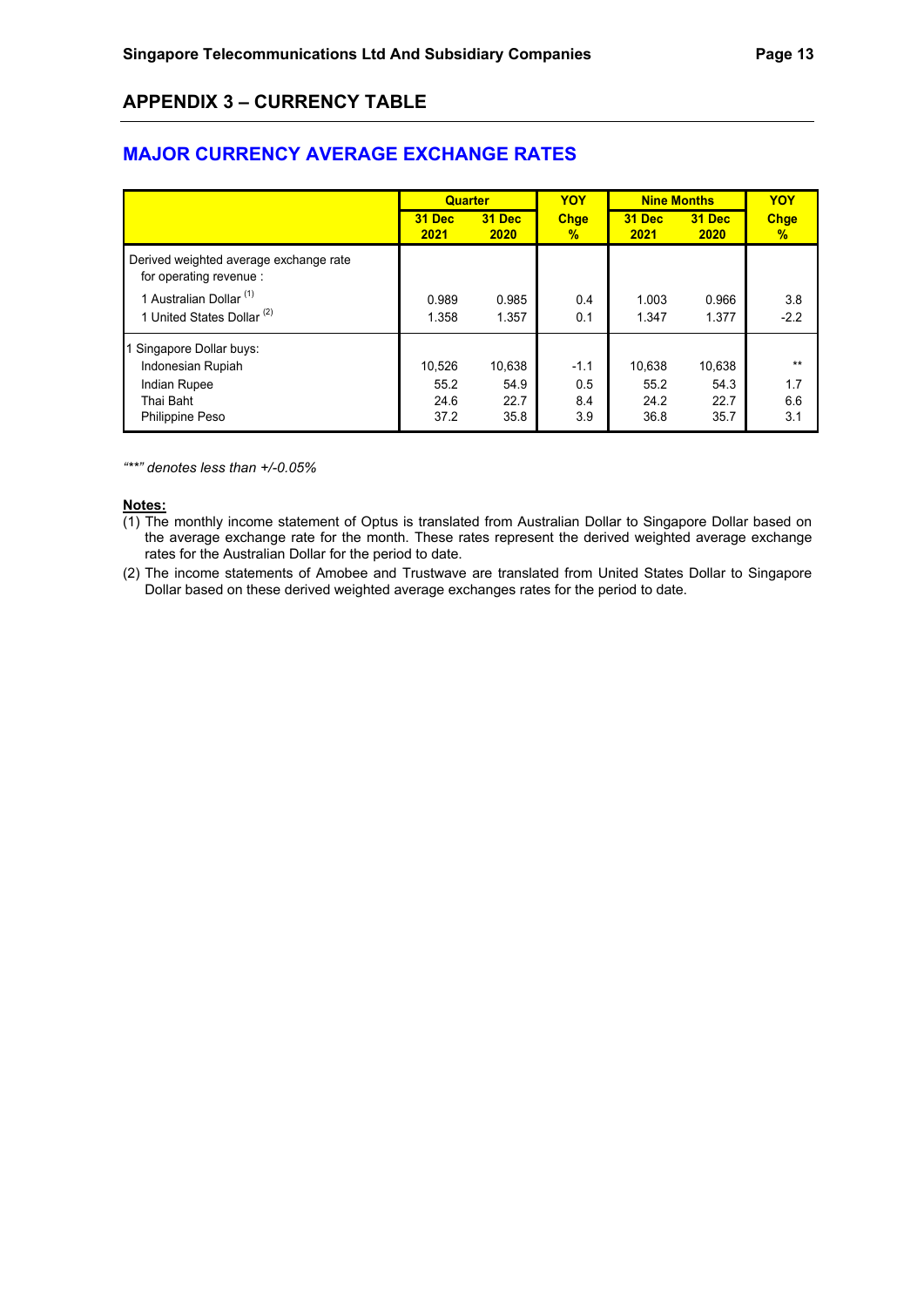## APPENDIX 3 – CURRENCY TABLE

### MAJOR CURRENCY AVERAGE EXCHANGE RATES

| | Quarter | | YOY | Nine Months | | YOY |
|---|---|---|---|---|---|---|
| | 31 Dec 2021 | 31 Dec 2020 | Chge % | 31 Dec 2021 | 31 Dec 2020 | Chge % |
| Derived weighted average exchange rate for operating revenue : | | | | | | |
| 1 Australian Dollar [(1)] | 0.989 | 0.985 | 0.4 | 1.003 | 0.966 | 3.8 |
| 1 United States Dollar [(2)] | 1.358 | 1.357 | 0.1 | 1.347 | 1.377 | -2.2 |
| 1 Singapore Dollar buys: | | | | | | |
| Indonesian Rupiah | 10,526 | 10,638 | -1.1 | 10,638 | 10,638 | ** |
| Indian Rupee | 55.2 | 54.9 | 0.5 | 55.2 | 54.3 | 1.7 |
| Thai Baht | 24.6 | 22.7 | 8.4 | 24.2 | 22.7 | 6.6 |
| Philippine Peso | 37.2 | 35.8 | 3.9 | 36.8 | 35.7 | 3.1 |

*"**" denotes less than +/-0.05%*

**Notes:**

(1) The monthly income statement of Optus is translated from Australian Dollar to Singapore Dollar based on the average exchange rate for the month. These rates represent the derived weighted average exchange rates for the Australian Dollar for the period to date.

(2) The income statements of Amobee and Trustwave are translated from United States Dollar to Singapore Dollar based on these derived weighted average exchanges rates for the period to date.